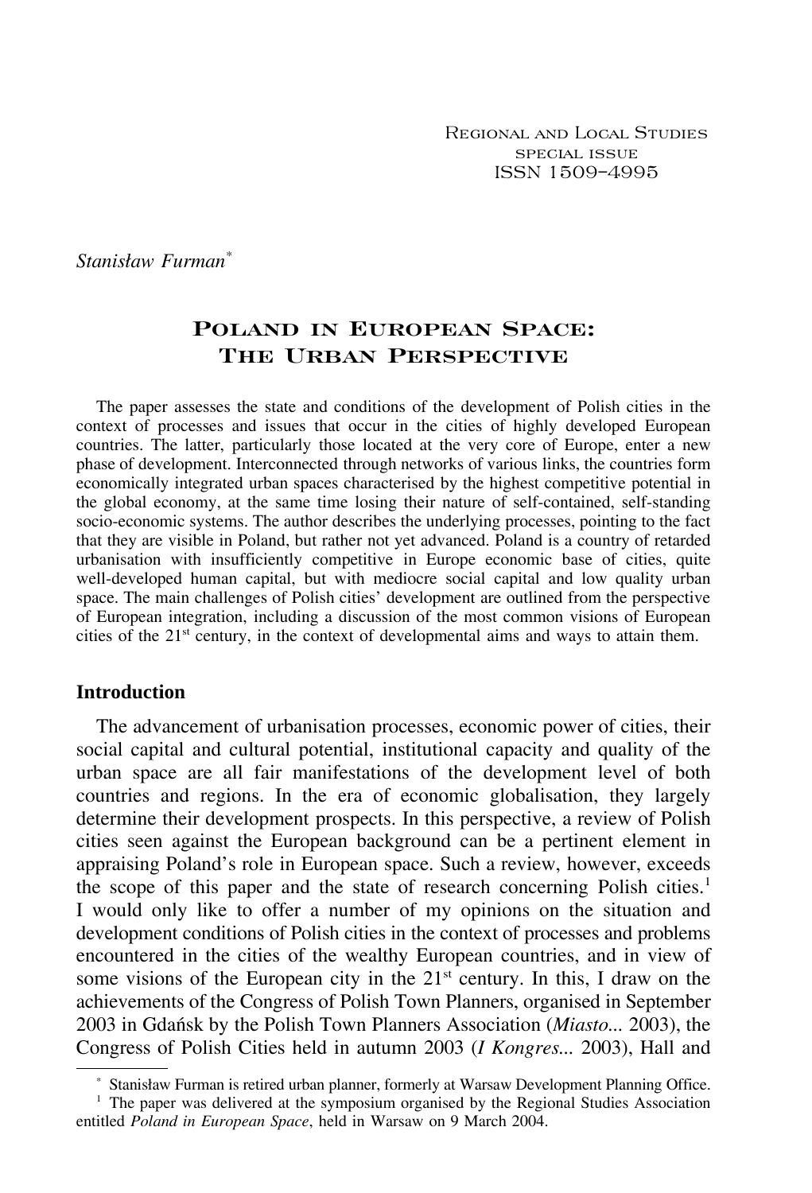Regional and Local Studies
special issue
ISSN 1509-4995

*Stanisław Furman*[*]

# Poland in European Space: The Urban Perspective

The paper assesses the state and conditions of the development of Polish cities in the context of processes and issues that occur in the cities of highly developed European countries. The latter, particularly those located at the very core of Europe, enter a new phase of development. Interconnected through networks of various links, the countries form economically integrated urban spaces characterised by the highest competitive potential in the global economy, at the same time losing their nature of self-contained, self-standing socio-economic systems. The author describes the underlying processes, pointing to the fact that they are visible in Poland, but rather not yet advanced. Poland is a country of retarded urbanisation with insufficiently competitive in Europe economic base of cities, quite well-developed human capital, but with mediocre social capital and low quality urban space. The main challenges of Polish cities' development are outlined from the perspective of European integration, including a discussion of the most common visions of European cities of the 21st century, in the context of developmental aims and ways to attain them.

## Introduction

The advancement of urbanisation processes, economic power of cities, their social capital and cultural potential, institutional capacity and quality of the urban space are all fair manifestations of the development level of both countries and regions. In the era of economic globalisation, they largely determine their development prospects. In this perspective, a review of Polish cities seen against the European background can be a pertinent element in appraising Poland's role in European space. Such a review, however, exceeds the scope of this paper and the state of research concerning Polish cities.[1] I would only like to offer a number of my opinions on the situation and development conditions of Polish cities in the context of processes and problems encountered in the cities of the wealthy European countries, and in view of some visions of the European city in the 21st century. In this, I draw on the achievements of the Congress of Polish Town Planners, organised in September 2003 in Gdańsk by the Polish Town Planners Association (*Miasto...* 2003), the Congress of Polish Cities held in autumn 2003 (*I Kongres...* 2003), Hall and

[*] Stanisław Furman is retired urban planner, formerly at Warsaw Development Planning Office.

[1] The paper was delivered at the symposium organised by the Regional Studies Association entitled *Poland in European Space*, held in Warsaw on 9 March 2004.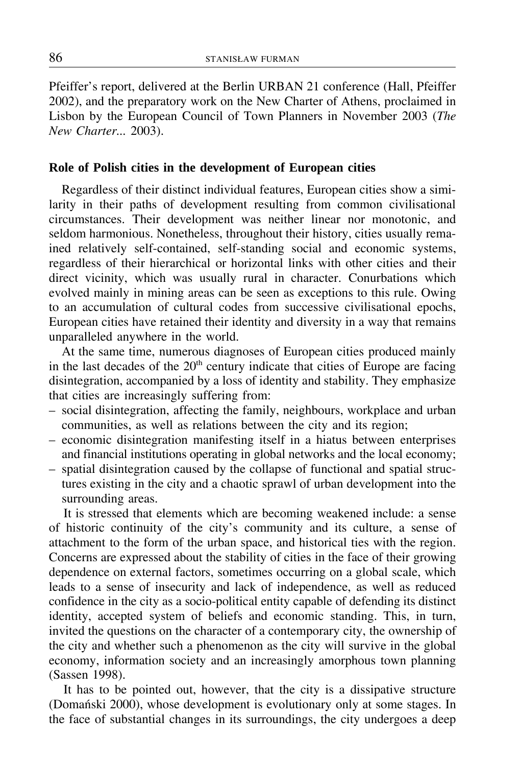Pfeiffer's report, delivered at the Berlin URBAN 21 conference (Hall, Pfeiffer 2002), and the preparatory work on the New Charter of Athens, proclaimed in Lisbon by the European Council of Town Planners in November 2003 (*The New Charter...* 2003).

## Role of Polish cities in the development of European cities

Regardless of their distinct individual features, European cities show a similarity in their paths of development resulting from common civilisational circumstances. Their development was neither linear nor monotonic, and seldom harmonious. Nonetheless, throughout their history, cities usually remained relatively self-contained, self-standing social and economic systems, regardless of their hierarchical or horizontal links with other cities and their direct vicinity, which was usually rural in character. Conurbations which evolved mainly in mining areas can be seen as exceptions to this rule. Owing to an accumulation of cultural codes from successive civilisational epochs, European cities have retained their identity and diversity in a way that remains unparalleled anywhere in the world.

At the same time, numerous diagnoses of European cities produced mainly in the last decades of the 20th century indicate that cities of Europe are facing disintegration, accompanied by a loss of identity and stability. They emphasize that cities are increasingly suffering from:

- social disintegration, affecting the family, neighbours, workplace and urban communities, as well as relations between the city and its region;
- economic disintegration manifesting itself in a hiatus between enterprises and financial institutions operating in global networks and the local economy;
- spatial disintegration caused by the collapse of functional and spatial structures existing in the city and a chaotic sprawl of urban development into the surrounding areas.

It is stressed that elements which are becoming weakened include: a sense of historic continuity of the city's community and its culture, a sense of attachment to the form of the urban space, and historical ties with the region. Concerns are expressed about the stability of cities in the face of their growing dependence on external factors, sometimes occurring on a global scale, which leads to a sense of insecurity and lack of independence, as well as reduced confidence in the city as a socio-political entity capable of defending its distinct identity, accepted system of beliefs and economic standing. This, in turn, invited the questions on the character of a contemporary city, the ownership of the city and whether such a phenomenon as the city will survive in the global economy, information society and an increasingly amorphous town planning (Sassen 1998).

It has to be pointed out, however, that the city is a dissipative structure (Domański 2000), whose development is evolutionary only at some stages. In the face of substantial changes in its surroundings, the city undergoes a deep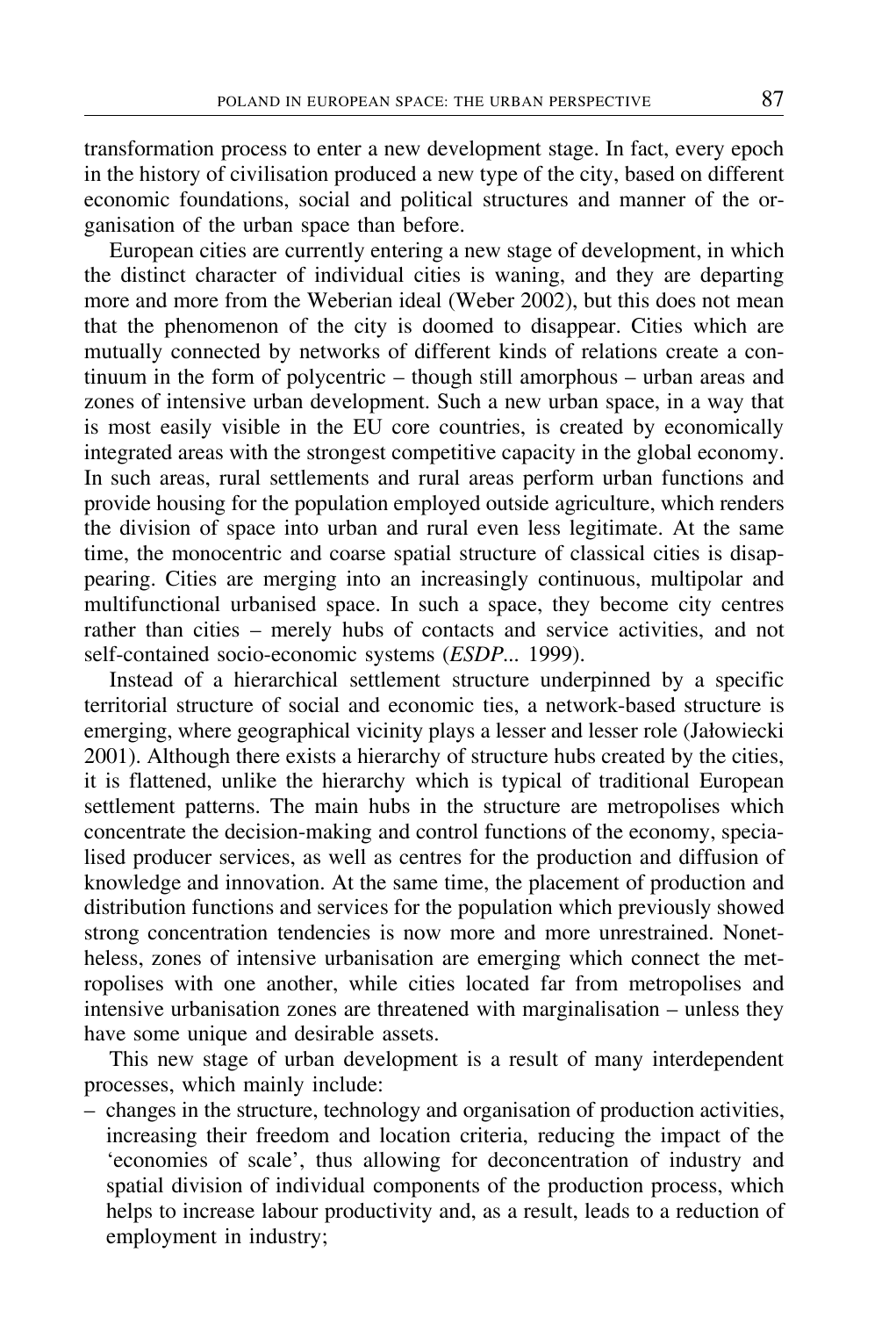transformation process to enter a new development stage. In fact, every epoch in the history of civilisation produced a new type of the city, based on different economic foundations, social and political structures and manner of the organisation of the urban space than before.

European cities are currently entering a new stage of development, in which the distinct character of individual cities is waning, and they are departing more and more from the Weberian ideal (Weber 2002), but this does not mean that the phenomenon of the city is doomed to disappear. Cities which are mutually connected by networks of different kinds of relations create a continuum in the form of polycentric – though still amorphous – urban areas and zones of intensive urban development. Such a new urban space, in a way that is most easily visible in the EU core countries, is created by economically integrated areas with the strongest competitive capacity in the global economy. In such areas, rural settlements and rural areas perform urban functions and provide housing for the population employed outside agriculture, which renders the division of space into urban and rural even less legitimate. At the same time, the monocentric and coarse spatial structure of classical cities is disappearing. Cities are merging into an increasingly continuous, multipolar and multifunctional urbanised space. In such a space, they become city centres rather than cities – merely hubs of contacts and service activities, and not self-contained socio-economic systems (*ESDP...* 1999).

Instead of a hierarchical settlement structure underpinned by a specific territorial structure of social and economic ties, a network-based structure is emerging, where geographical vicinity plays a lesser and lesser role (Jałowiecki 2001). Although there exists a hierarchy of structure hubs created by the cities, it is flattened, unlike the hierarchy which is typical of traditional European settlement patterns. The main hubs in the structure are metropolises which concentrate the decision-making and control functions of the economy, specialised producer services, as well as centres for the production and diffusion of knowledge and innovation. At the same time, the placement of production and distribution functions and services for the population which previously showed strong concentration tendencies is now more and more unrestrained. Nonetheless, zones of intensive urbanisation are emerging which connect the metropolises with one another, while cities located far from metropolises and intensive urbanisation zones are threatened with marginalisation – unless they have some unique and desirable assets.

This new stage of urban development is a result of many interdependent processes, which mainly include:

– changes in the structure, technology and organisation of production activities, increasing their freedom and location criteria, reducing the impact of the 'economies of scale', thus allowing for deconcentration of industry and spatial division of individual components of the production process, which helps to increase labour productivity and, as a result, leads to a reduction of employment in industry;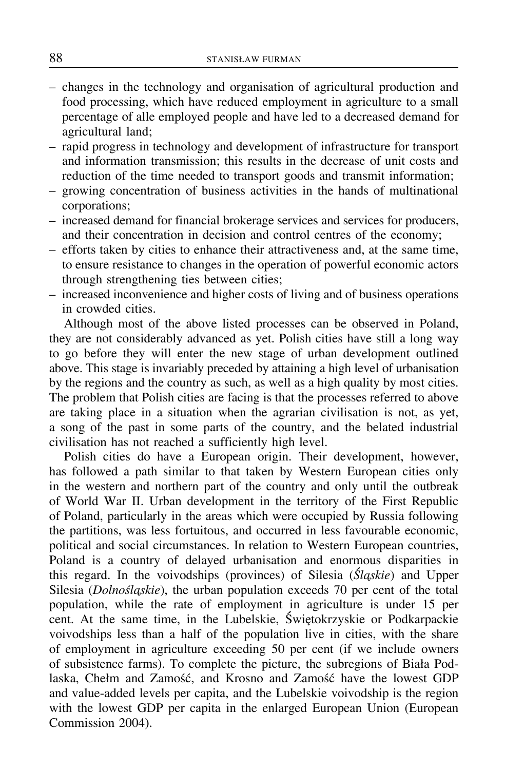- changes in the technology and organisation of agricultural production and food processing, which have reduced employment in agriculture to a small percentage of alle employed people and have led to a decreased demand for agricultural land;
- rapid progress in technology and development of infrastructure for transport and information transmission; this results in the decrease of unit costs and reduction of the time needed to transport goods and transmit information;
- growing concentration of business activities in the hands of multinational corporations;
- increased demand for financial brokerage services and services for producers, and their concentration in decision and control centres of the economy;
- efforts taken by cities to enhance their attractiveness and, at the same time, to ensure resistance to changes in the operation of powerful economic actors through strengthening ties between cities;
- increased inconvenience and higher costs of living and of business operations in crowded cities.

Although most of the above listed processes can be observed in Poland, they are not considerably advanced as yet. Polish cities have still a long way to go before they will enter the new stage of urban development outlined above. This stage is invariably preceded by attaining a high level of urbanisation by the regions and the country as such, as well as a high quality by most cities. The problem that Polish cities are facing is that the processes referred to above are taking place in a situation when the agrarian civilisation is not, as yet, a song of the past in some parts of the country, and the belated industrial civilisation has not reached a sufficiently high level.

Polish cities do have a European origin. Their development, however, has followed a path similar to that taken by Western European cities only in the western and northern part of the country and only until the outbreak of World War II. Urban development in the territory of the First Republic of Poland, particularly in the areas which were occupied by Russia following the partitions, was less fortuitous, and occurred in less favourable economic, political and social circumstances. In relation to Western European countries, Poland is a country of delayed urbanisation and enormous disparities in this regard. In the voivodships (provinces) of Silesia (*Śląskie*) and Upper Silesia (*Dolnośląskie*), the urban population exceeds 70 per cent of the total population, while the rate of employment in agriculture is under 15 per cent. At the same time, in the Lubelskie, Świętokrzyskie or Podkarpackie voivodships less than a half of the population live in cities, with the share of employment in agriculture exceeding 50 per cent (if we include owners of subsistence farms). To complete the picture, the subregions of Biała Podlaska, Chełm and Zamość, and Krosno and Zamość have the lowest GDP and value-added levels per capita, and the Lubelskie voivodship is the region with the lowest GDP per capita in the enlarged European Union (European Commission 2004).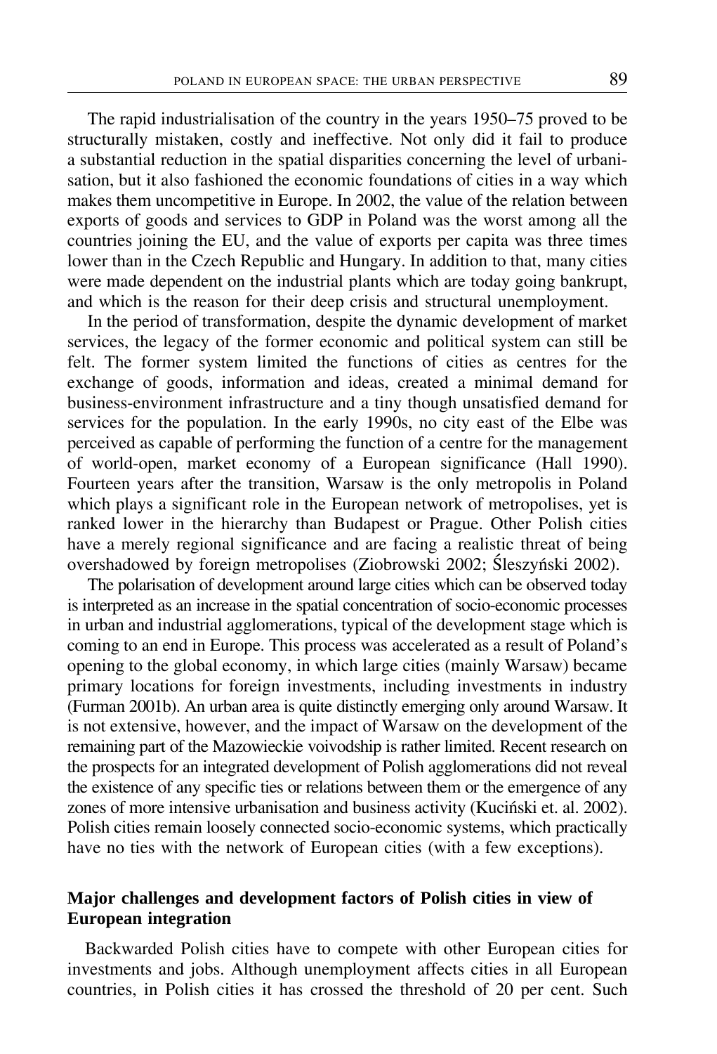The rapid industrialisation of the country in the years 1950–75 proved to be structurally mistaken, costly and ineffective. Not only did it fail to produce a substantial reduction in the spatial disparities concerning the level of urbanisation, but it also fashioned the economic foundations of cities in a way which makes them uncompetitive in Europe. In 2002, the value of the relation between exports of goods and services to GDP in Poland was the worst among all the countries joining the EU, and the value of exports per capita was three times lower than in the Czech Republic and Hungary. In addition to that, many cities were made dependent on the industrial plants which are today going bankrupt, and which is the reason for their deep crisis and structural unemployment.

In the period of transformation, despite the dynamic development of market services, the legacy of the former economic and political system can still be felt. The former system limited the functions of cities as centres for the exchange of goods, information and ideas, created a minimal demand for business-environment infrastructure and a tiny though unsatisfied demand for services for the population. In the early 1990s, no city east of the Elbe was perceived as capable of performing the function of a centre for the management of world-open, market economy of a European significance (Hall 1990). Fourteen years after the transition, Warsaw is the only metropolis in Poland which plays a significant role in the European network of metropolises, yet is ranked lower in the hierarchy than Budapest or Prague. Other Polish cities have a merely regional significance and are facing a realistic threat of being overshadowed by foreign metropolises (Ziobrowski 2002; Śleszyński 2002).

The polarisation of development around large cities which can be observed today is interpreted as an increase in the spatial concentration of socio-economic processes in urban and industrial agglomerations, typical of the development stage which is coming to an end in Europe. This process was accelerated as a result of Poland's opening to the global economy, in which large cities (mainly Warsaw) became primary locations for foreign investments, including investments in industry (Furman 2001b). An urban area is quite distinctly emerging only around Warsaw. It is not extensive, however, and the impact of Warsaw on the development of the remaining part of the Mazowieckie voivodship is rather limited. Recent research on the prospects for an integrated development of Polish agglomerations did not reveal the existence of any specific ties or relations between them or the emergence of any zones of more intensive urbanisation and business activity (Kuciński et. al. 2002). Polish cities remain loosely connected socio-economic systems, which practically have no ties with the network of European cities (with a few exceptions).

## Major challenges and development factors of Polish cities in view of European integration

Backwarded Polish cities have to compete with other European cities for investments and jobs. Although unemployment affects cities in all European countries, in Polish cities it has crossed the threshold of 20 per cent. Such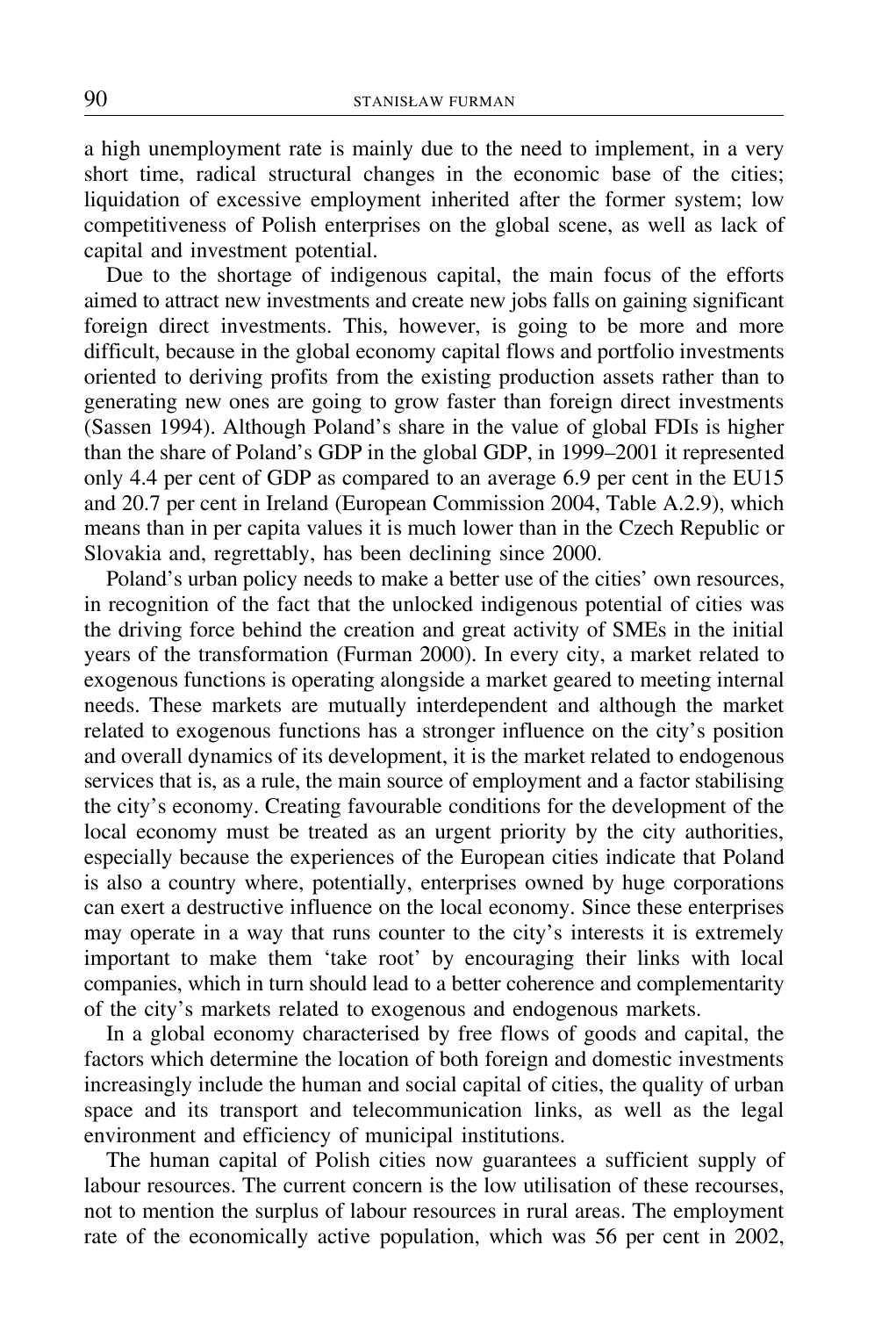a high unemployment rate is mainly due to the need to implement, in a very short time, radical structural changes in the economic base of the cities; liquidation of excessive employment inherited after the former system; low competitiveness of Polish enterprises on the global scene, as well as lack of capital and investment potential.

Due to the shortage of indigenous capital, the main focus of the efforts aimed to attract new investments and create new jobs falls on gaining significant foreign direct investments. This, however, is going to be more and more difficult, because in the global economy capital flows and portfolio investments oriented to deriving profits from the existing production assets rather than to generating new ones are going to grow faster than foreign direct investments (Sassen 1994). Although Poland's share in the value of global FDIs is higher than the share of Poland's GDP in the global GDP, in 1999–2001 it represented only 4.4 per cent of GDP as compared to an average 6.9 per cent in the EU15 and 20.7 per cent in Ireland (European Commission 2004, Table A.2.9), which means than in per capita values it is much lower than in the Czech Republic or Slovakia and, regrettably, has been declining since 2000.

Poland's urban policy needs to make a better use of the cities' own resources, in recognition of the fact that the unlocked indigenous potential of cities was the driving force behind the creation and great activity of SMEs in the initial years of the transformation (Furman 2000). In every city, a market related to exogenous functions is operating alongside a market geared to meeting internal needs. These markets are mutually interdependent and although the market related to exogenous functions has a stronger influence on the city's position and overall dynamics of its development, it is the market related to endogenous services that is, as a rule, the main source of employment and a factor stabilising the city's economy. Creating favourable conditions for the development of the local economy must be treated as an urgent priority by the city authorities, especially because the experiences of the European cities indicate that Poland is also a country where, potentially, enterprises owned by huge corporations can exert a destructive influence on the local economy. Since these enterprises may operate in a way that runs counter to the city's interests it is extremely important to make them 'take root' by encouraging their links with local companies, which in turn should lead to a better coherence and complementarity of the city's markets related to exogenous and endogenous markets.

In a global economy characterised by free flows of goods and capital, the factors which determine the location of both foreign and domestic investments increasingly include the human and social capital of cities, the quality of urban space and its transport and telecommunication links, as well as the legal environment and efficiency of municipal institutions.

The human capital of Polish cities now guarantees a sufficient supply of labour resources. The current concern is the low utilisation of these recourses, not to mention the surplus of labour resources in rural areas. The employment rate of the economically active population, which was 56 per cent in 2002,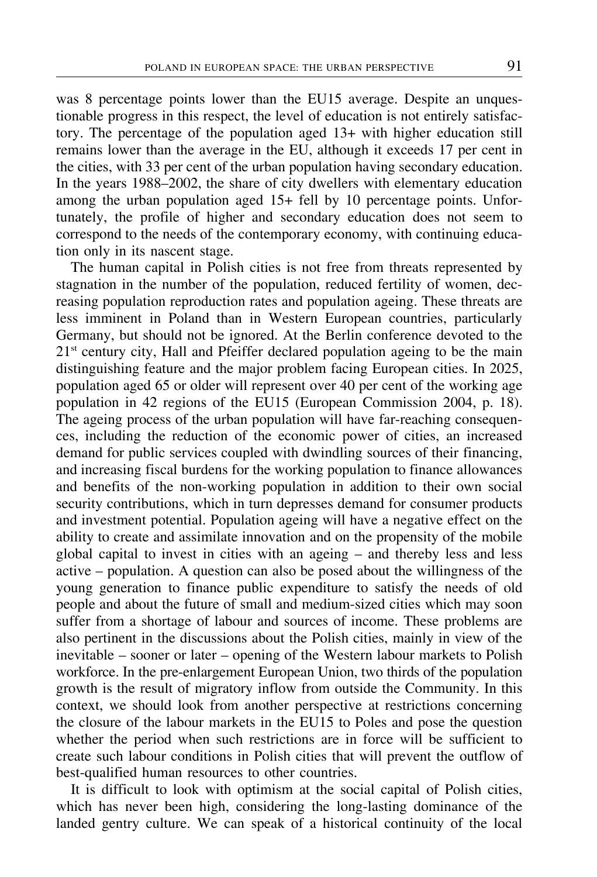was 8 percentage points lower than the EU15 average. Despite an unquestionable progress in this respect, the level of education is not entirely satisfactory. The percentage of the population aged 13+ with higher education still remains lower than the average in the EU, although it exceeds 17 per cent in the cities, with 33 per cent of the urban population having secondary education. In the years 1988–2002, the share of city dwellers with elementary education among the urban population aged 15+ fell by 10 percentage points. Unfortunately, the profile of higher and secondary education does not seem to correspond to the needs of the contemporary economy, with continuing education only in its nascent stage.

The human capital in Polish cities is not free from threats represented by stagnation in the number of the population, reduced fertility of women, decreasing population reproduction rates and population ageing. These threats are less imminent in Poland than in Western European countries, particularly Germany, but should not be ignored. At the Berlin conference devoted to the 21st century city, Hall and Pfeiffer declared population ageing to be the main distinguishing feature and the major problem facing European cities. In 2025, population aged 65 or older will represent over 40 per cent of the working age population in 42 regions of the EU15 (European Commission 2004, p. 18). The ageing process of the urban population will have far-reaching consequences, including the reduction of the economic power of cities, an increased demand for public services coupled with dwindling sources of their financing, and increasing fiscal burdens for the working population to finance allowances and benefits of the non-working population in addition to their own social security contributions, which in turn depresses demand for consumer products and investment potential. Population ageing will have a negative effect on the ability to create and assimilate innovation and on the propensity of the mobile global capital to invest in cities with an ageing – and thereby less and less active – population. A question can also be posed about the willingness of the young generation to finance public expenditure to satisfy the needs of old people and about the future of small and medium-sized cities which may soon suffer from a shortage of labour and sources of income. These problems are also pertinent in the discussions about the Polish cities, mainly in view of the inevitable – sooner or later – opening of the Western labour markets to Polish workforce. In the pre-enlargement European Union, two thirds of the population growth is the result of migratory inflow from outside the Community. In this context, we should look from another perspective at restrictions concerning the closure of the labour markets in the EU15 to Poles and pose the question whether the period when such restrictions are in force will be sufficient to create such labour conditions in Polish cities that will prevent the outflow of best-qualified human resources to other countries.

It is difficult to look with optimism at the social capital of Polish cities, which has never been high, considering the long-lasting dominance of the landed gentry culture. We can speak of a historical continuity of the local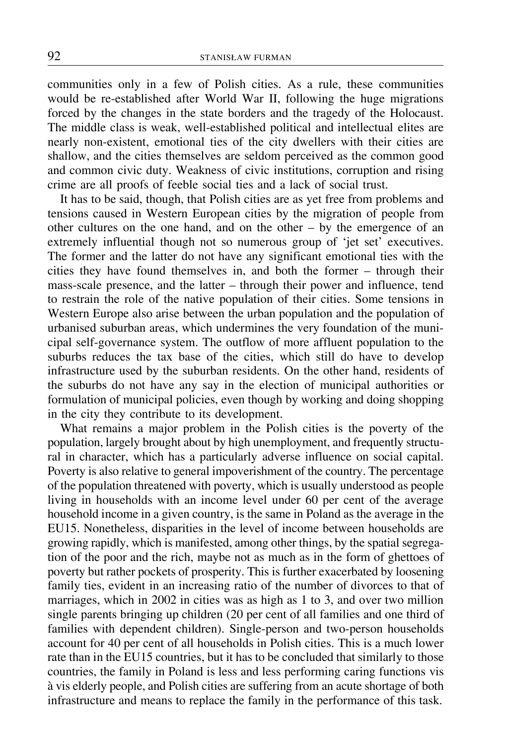communities only in a few of Polish cities. As a rule, these communities would be re-established after World War II, following the huge migrations forced by the changes in the state borders and the tragedy of the Holocaust. The middle class is weak, well-established political and intellectual elites are nearly non-existent, emotional ties of the city dwellers with their cities are shallow, and the cities themselves are seldom perceived as the common good and common civic duty. Weakness of civic institutions, corruption and rising crime are all proofs of feeble social ties and a lack of social trust.

It has to be said, though, that Polish cities are as yet free from problems and tensions caused in Western European cities by the migration of people from other cultures on the one hand, and on the other – by the emergence of an extremely influential though not so numerous group of 'jet set' executives. The former and the latter do not have any significant emotional ties with the cities they have found themselves in, and both the former – through their mass-scale presence, and the latter – through their power and influence, tend to restrain the role of the native population of their cities. Some tensions in Western Europe also arise between the urban population and the population of urbanised suburban areas, which undermines the very foundation of the municipal self-governance system. The outflow of more affluent population to the suburbs reduces the tax base of the cities, which still do have to develop infrastructure used by the suburban residents. On the other hand, residents of the suburbs do not have any say in the election of municipal authorities or formulation of municipal policies, even though by working and doing shopping in the city they contribute to its development.

What remains a major problem in the Polish cities is the poverty of the population, largely brought about by high unemployment, and frequently structural in character, which has a particularly adverse influence on social capital. Poverty is also relative to general impoverishment of the country. The percentage of the population threatened with poverty, which is usually understood as people living in households with an income level under 60 per cent of the average household income in a given country, is the same in Poland as the average in the EU15. Nonetheless, disparities in the level of income between households are growing rapidly, which is manifested, among other things, by the spatial segregation of the poor and the rich, maybe not as much as in the form of ghettoes of poverty but rather pockets of prosperity. This is further exacerbated by loosening family ties, evident in an increasing ratio of the number of divorces to that of marriages, which in 2002 in cities was as high as 1 to 3, and over two million single parents bringing up children (20 per cent of all families and one third of families with dependent children). Single-person and two-person households account for 40 per cent of all households in Polish cities. This is a much lower rate than in the EU15 countries, but it has to be concluded that similarly to those countries, the family in Poland is less and less performing caring functions vis à vis elderly people, and Polish cities are suffering from an acute shortage of both infrastructure and means to replace the family in the performance of this task.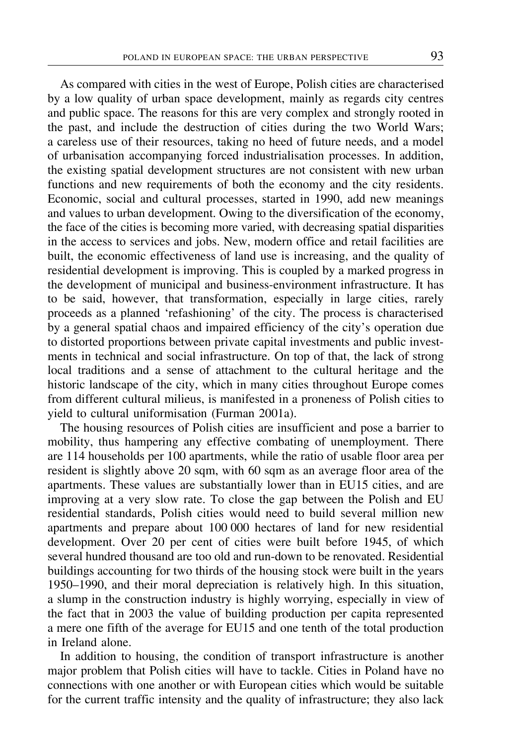As compared with cities in the west of Europe, Polish cities are characterised by a low quality of urban space development, mainly as regards city centres and public space. The reasons for this are very complex and strongly rooted in the past, and include the destruction of cities during the two World Wars; a careless use of their resources, taking no heed of future needs, and a model of urbanisation accompanying forced industrialisation processes. In addition, the existing spatial development structures are not consistent with new urban functions and new requirements of both the economy and the city residents. Economic, social and cultural processes, started in 1990, add new meanings and values to urban development. Owing to the diversification of the economy, the face of the cities is becoming more varied, with decreasing spatial disparities in the access to services and jobs. New, modern office and retail facilities are built, the economic effectiveness of land use is increasing, and the quality of residential development is improving. This is coupled by a marked progress in the development of municipal and business-environment infrastructure. It has to be said, however, that transformation, especially in large cities, rarely proceeds as a planned 'refashioning' of the city. The process is characterised by a general spatial chaos and impaired efficiency of the city's operation due to distorted proportions between private capital investments and public investments in technical and social infrastructure. On top of that, the lack of strong local traditions and a sense of attachment to the cultural heritage and the historic landscape of the city, which in many cities throughout Europe comes from different cultural milieus, is manifested in a proneness of Polish cities to yield to cultural uniformisation (Furman 2001a).

The housing resources of Polish cities are insufficient and pose a barrier to mobility, thus hampering any effective combating of unemployment. There are 114 households per 100 apartments, while the ratio of usable floor area per resident is slightly above 20 sqm, with 60 sqm as an average floor area of the apartments. These values are substantially lower than in EU15 cities, and are improving at a very slow rate. To close the gap between the Polish and EU residential standards, Polish cities would need to build several million new apartments and prepare about 100 000 hectares of land for new residential development. Over 20 per cent of cities were built before 1945, of which several hundred thousand are too old and run-down to be renovated. Residential buildings accounting for two thirds of the housing stock were built in the years 1950–1990, and their moral depreciation is relatively high. In this situation, a slump in the construction industry is highly worrying, especially in view of the fact that in 2003 the value of building production per capita represented a mere one fifth of the average for EU15 and one tenth of the total production in Ireland alone.

In addition to housing, the condition of transport infrastructure is another major problem that Polish cities will have to tackle. Cities in Poland have no connections with one another or with European cities which would be suitable for the current traffic intensity and the quality of infrastructure; they also lack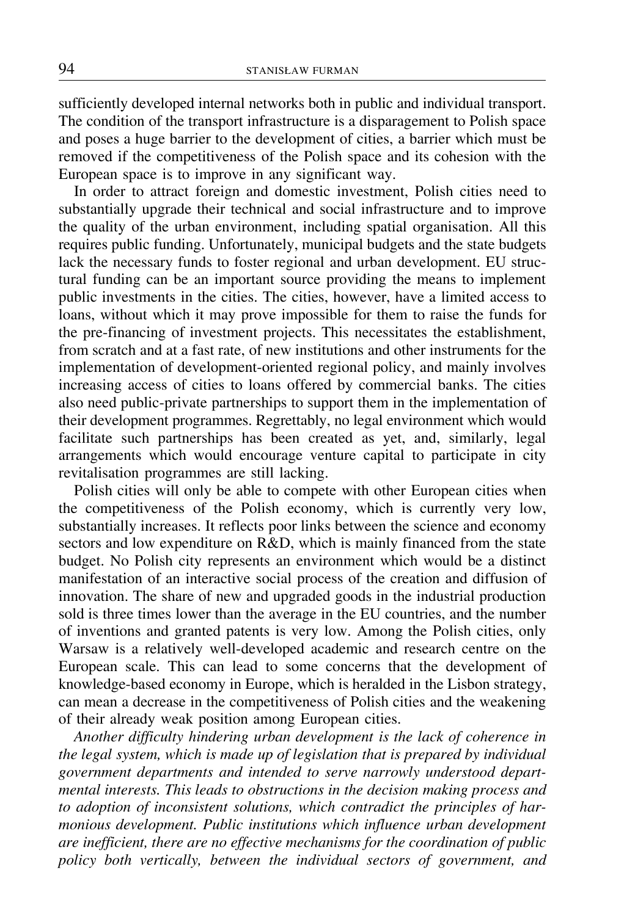sufficiently developed internal networks both in public and individual transport. The condition of the transport infrastructure is a disparagement to Polish space and poses a huge barrier to the development of cities, a barrier which must be removed if the competitiveness of the Polish space and its cohesion with the European space is to improve in any significant way.

In order to attract foreign and domestic investment, Polish cities need to substantially upgrade their technical and social infrastructure and to improve the quality of the urban environment, including spatial organisation. All this requires public funding. Unfortunately, municipal budgets and the state budgets lack the necessary funds to foster regional and urban development. EU structural funding can be an important source providing the means to implement public investments in the cities. The cities, however, have a limited access to loans, without which it may prove impossible for them to raise the funds for the pre-financing of investment projects. This necessitates the establishment, from scratch and at a fast rate, of new institutions and other instruments for the implementation of development-oriented regional policy, and mainly involves increasing access of cities to loans offered by commercial banks. The cities also need public-private partnerships to support them in the implementation of their development programmes. Regrettably, no legal environment which would facilitate such partnerships has been created as yet, and, similarly, legal arrangements which would encourage venture capital to participate in city revitalisation programmes are still lacking.

Polish cities will only be able to compete with other European cities when the competitiveness of the Polish economy, which is currently very low, substantially increases. It reflects poor links between the science and economy sectors and low expenditure on R&D, which is mainly financed from the state budget. No Polish city represents an environment which would be a distinct manifestation of an interactive social process of the creation and diffusion of innovation. The share of new and upgraded goods in the industrial production sold is three times lower than the average in the EU countries, and the number of inventions and granted patents is very low. Among the Polish cities, only Warsaw is a relatively well-developed academic and research centre on the European scale. This can lead to some concerns that the development of knowledge-based economy in Europe, which is heralded in the Lisbon strategy, can mean a decrease in the competitiveness of Polish cities and the weakening of their already weak position among European cities.

*Another difficulty hindering urban development is the lack of coherence in the legal system, which is made up of legislation that is prepared by individual government departments and intended to serve narrowly understood departmental interests. This leads to obstructions in the decision making process and to adoption of inconsistent solutions, which contradict the principles of harmonious development. Public institutions which influence urban development are inefficient, there are no effective mechanisms for the coordination of public policy both vertically, between the individual sectors of government, and*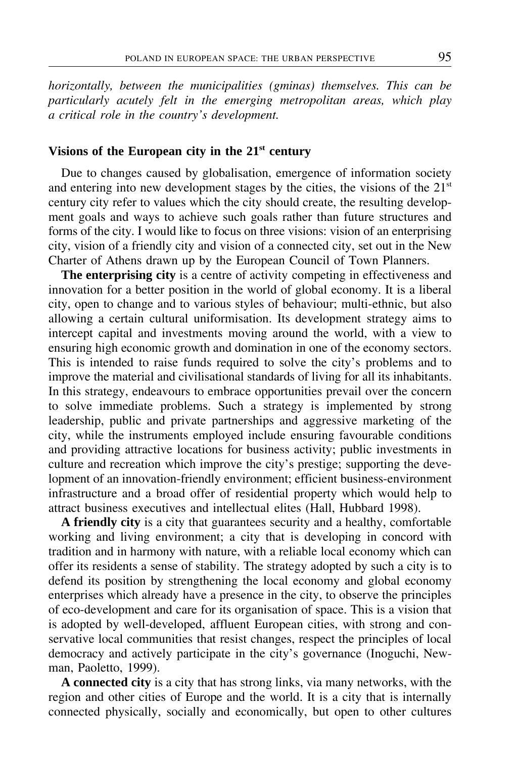*horizontally, between the municipalities (gminas) themselves. This can be particularly acutely felt in the emerging metropolitan areas, which play a critical role in the country's development.*

### Visions of the European city in the 21st century

Due to changes caused by globalisation, emergence of information society and entering into new development stages by the cities, the visions of the 21st century city refer to values which the city should create, the resulting development goals and ways to achieve such goals rather than future structures and forms of the city. I would like to focus on three visions: vision of an enterprising city, vision of a friendly city and vision of a connected city, set out in the New Charter of Athens drawn up by the European Council of Town Planners.

**The enterprising city** is a centre of activity competing in effectiveness and innovation for a better position in the world of global economy. It is a liberal city, open to change and to various styles of behaviour; multi-ethnic, but also allowing a certain cultural uniformisation. Its development strategy aims to intercept capital and investments moving around the world, with a view to ensuring high economic growth and domination in one of the economy sectors. This is intended to raise funds required to solve the city's problems and to improve the material and civilisational standards of living for all its inhabitants. In this strategy, endeavours to embrace opportunities prevail over the concern to solve immediate problems. Such a strategy is implemented by strong leadership, public and private partnerships and aggressive marketing of the city, while the instruments employed include ensuring favourable conditions and providing attractive locations for business activity; public investments in culture and recreation which improve the city's prestige; supporting the development of an innovation-friendly environment; efficient business-environment infrastructure and a broad offer of residential property which would help to attract business executives and intellectual elites (Hall, Hubbard 1998).

**A friendly city** is a city that guarantees security and a healthy, comfortable working and living environment; a city that is developing in concord with tradition and in harmony with nature, with a reliable local economy which can offer its residents a sense of stability. The strategy adopted by such a city is to defend its position by strengthening the local economy and global economy enterprises which already have a presence in the city, to observe the principles of eco-development and care for its organisation of space. This is a vision that is adopted by well-developed, affluent European cities, with strong and conservative local communities that resist changes, respect the principles of local democracy and actively participate in the city's governance (Inoguchi, Newman, Paoletto, 1999).

**A connected city** is a city that has strong links, via many networks, with the region and other cities of Europe and the world. It is a city that is internally connected physically, socially and economically, but open to other cultures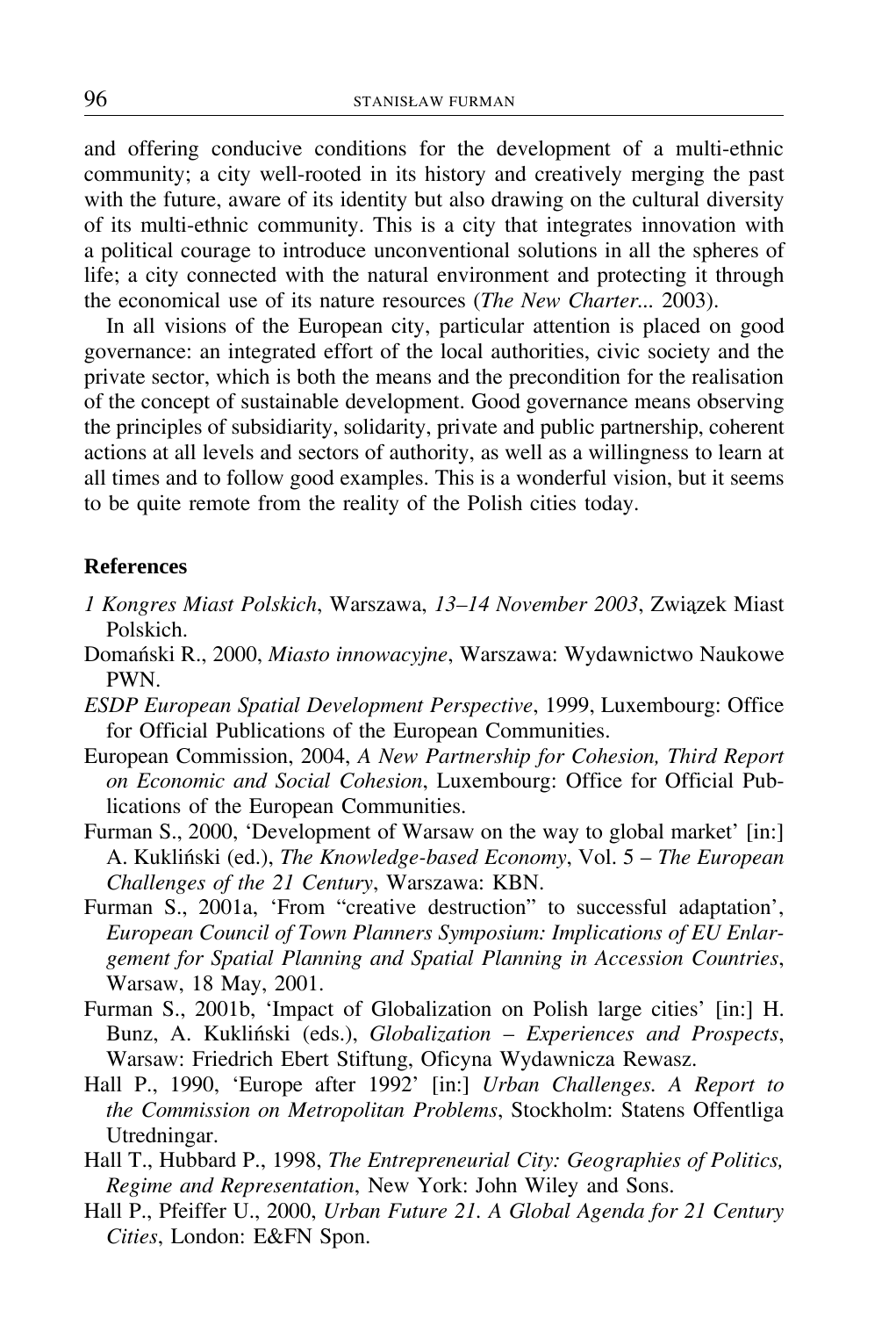and offering conducive conditions for the development of a multi-ethnic community; a city well-rooted in its history and creatively merging the past with the future, aware of its identity but also drawing on the cultural diversity of its multi-ethnic community. This is a city that integrates innovation with a political courage to introduce unconventional solutions in all the spheres of life; a city connected with the natural environment and protecting it through the economical use of its nature resources (*The New Charter...* 2003).

In all visions of the European city, particular attention is placed on good governance: an integrated effort of the local authorities, civic society and the private sector, which is both the means and the precondition for the realisation of the concept of sustainable development. Good governance means observing the principles of subsidiarity, solidarity, private and public partnership, coherent actions at all levels and sectors of authority, as well as a willingness to learn at all times and to follow good examples. This is a wonderful vision, but it seems to be quite remote from the reality of the Polish cities today.

## References

*1 Kongres Miast Polskich*, Warszawa, *13–14 November 2003*, Związek Miast Polskich.

Domański R., 2000, *Miasto innowacyjne*, Warszawa: Wydawnictwo Naukowe PWN.

*ESDP European Spatial Development Perspective*, 1999, Luxembourg: Office for Official Publications of the European Communities.

European Commission, 2004, *A New Partnership for Cohesion, Third Report on Economic and Social Cohesion*, Luxembourg: Office for Official Publications of the European Communities.

Furman S., 2000, 'Development of Warsaw on the way to global market' [in:] A. Kukliński (ed.), *The Knowledge-based Economy*, Vol. 5 – *The European Challenges of the 21 Century*, Warszawa: KBN.

Furman S., 2001a, 'From "creative destruction" to successful adaptation', *European Council of Town Planners Symposium: Implications of EU Enlargement for Spatial Planning and Spatial Planning in Accession Countries*, Warsaw, 18 May, 2001.

Furman S., 2001b, 'Impact of Globalization on Polish large cities' [in:] H. Bunz, A. Kukliński (eds.), *Globalization – Experiences and Prospects*, Warsaw: Friedrich Ebert Stiftung, Oficyna Wydawnicza Rewasz.

Hall P., 1990, 'Europe after 1992' [in:] *Urban Challenges. A Report to the Commission on Metropolitan Problems*, Stockholm: Statens Offentliga Utredningar.

Hall T., Hubbard P., 1998, *The Entrepreneurial City: Geographies of Politics, Regime and Representation*, New York: John Wiley and Sons.

Hall P., Pfeiffer U., 2000, *Urban Future 21. A Global Agenda for 21 Century Cities*, London: E&FN Spon.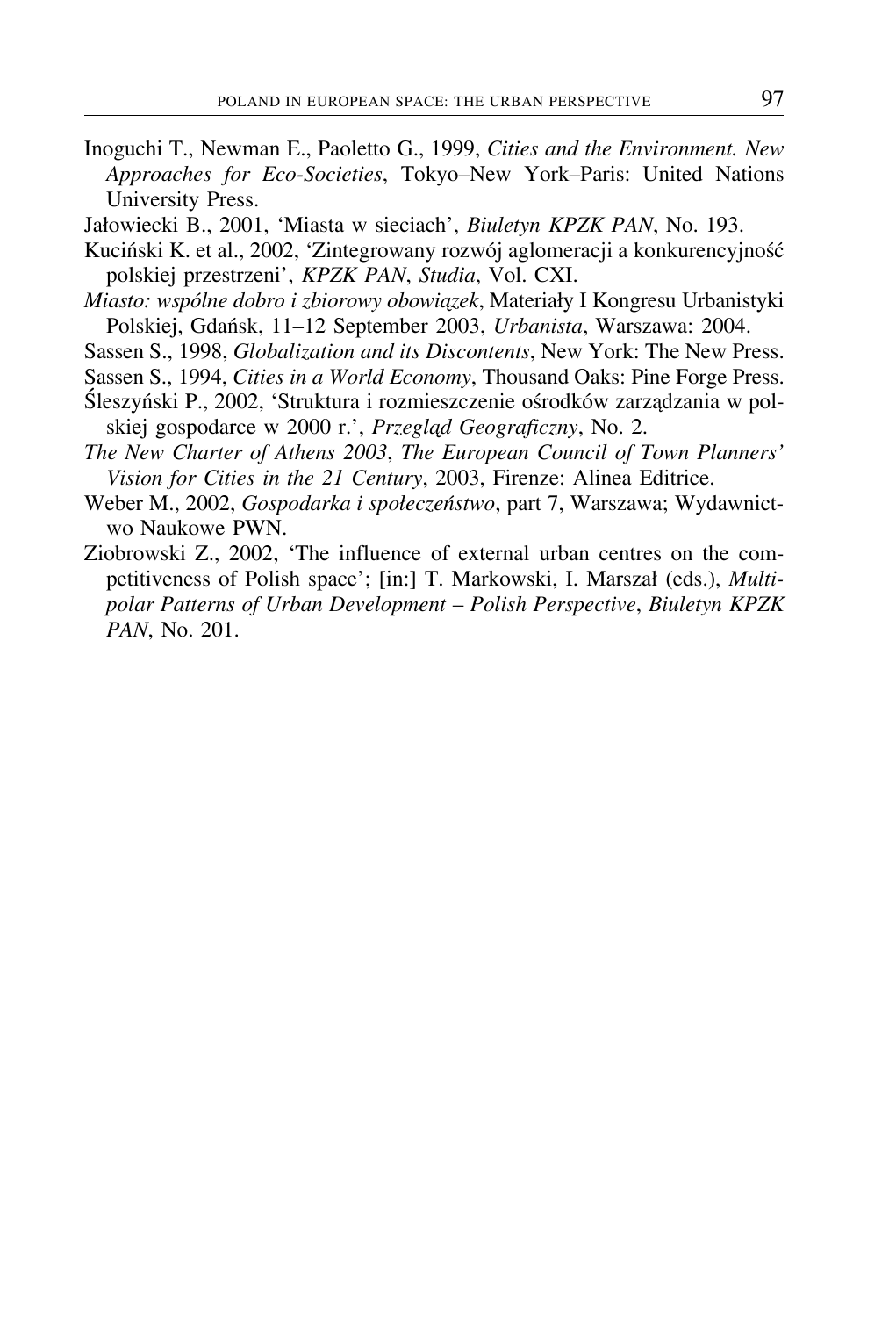Inoguchi T., Newman E., Paoletto G., 1999, *Cities and the Environment. New Approaches for Eco-Societies*, Tokyo–New York–Paris: United Nations University Press.

Jałowiecki B., 2001, 'Miasta w sieciach', *Biuletyn KPZK PAN*, No. 193.

Kuciński K. et al., 2002, 'Zintegrowany rozwój aglomeracji a konkurencyjność polskiej przestrzeni', *KPZK PAN*, *Studia*, Vol. CXI.

*Miasto: wspólne dobro i zbiorowy obowiązek*, Materiały I Kongresu Urbanistyki Polskiej, Gdańsk, 11–12 September 2003, *Urbanista*, Warszawa: 2004.

Sassen S., 1998, *Globalization and its Discontents*, New York: The New Press.

Sassen S., 1994, *Cities in a World Economy*, Thousand Oaks: Pine Forge Press.

Śleszyński P., 2002, 'Struktura i rozmieszczenie ośrodków zarządzania w polskiej gospodarce w 2000 r.', *Przegląd Geograficzny*, No. 2.

*The New Charter of Athens 2003*, *The European Council of Town Planners' Vision for Cities in the 21 Century*, 2003, Firenze: Alinea Editrice.

Weber M., 2002, *Gospodarka i społeczeństwo*, part 7, Warszawa; Wydawnictwo Naukowe PWN.

Ziobrowski Z., 2002, 'The influence of external urban centres on the competitiveness of Polish space'; [in:] T. Markowski, I. Marszał (eds.), *Multipolar Patterns of Urban Development – Polish Perspective*, *Biuletyn KPZK PAN*, No. 201.